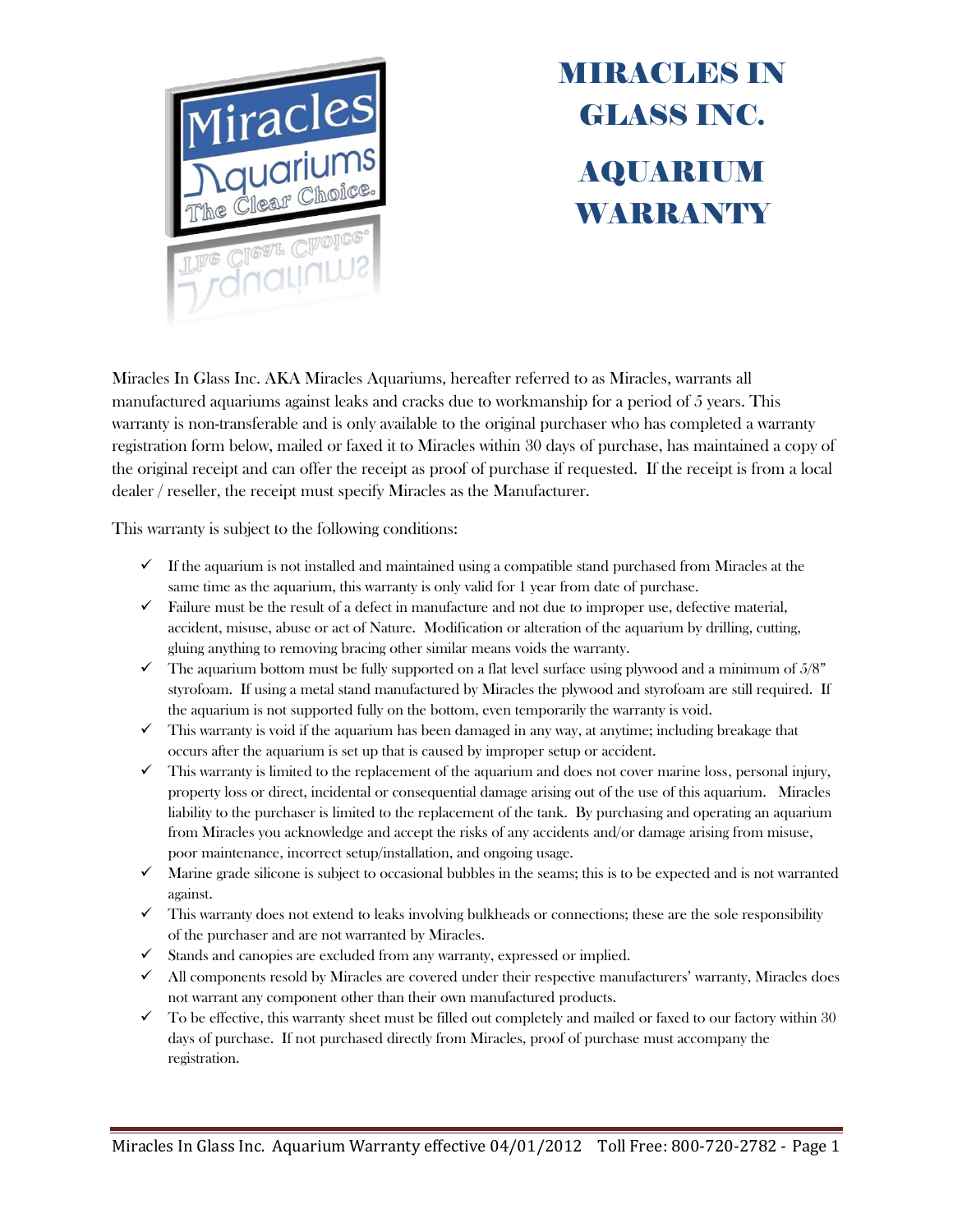# MIRACLES IN GLASS INC.

# AQUARIUM WARRANTY

Miracles In Glass Inc. AKA Miracles Aquariums, hereafter referred to as Miracles, warrants all manufactured aquariums against leaks and cracks due to workmanship for a period of 5 years. This warranty is non-transferable and is only available to the original purchaser who has completed a warranty registration form below, mailed or faxed it to Miracles within 30 days of purchase, has maintained a copy of the original receipt and can offer the receipt as proof of purchase if requested. If the receipt is from a local dealer / reseller, the receipt must specify Miracles as the Manufacturer.

This warranty is subject to the following conditions:

- ✓ If the aquarium is not installed and maintained using a compatible stand purchased from Miracles at the same time as the aquarium, this warranty is only valid for 1 year from date of purchase.
- ✓ Failure must be the result of a defect in manufacture and not due to improper use, defective material, accident, misuse, abuse or act of Nature. Modification or alteration of the aquarium by drilling, cutting, gluing anything to removing bracing other similar means voids the warranty.
- ✓ The aquarium bottom must be fully supported on a flat level surface using plywood and a minimum of 5/8" styrofoam. If using a metal stand manufactured by Miracles the plywood and styrofoam are still required. If the aquarium is not supported fully on the bottom, even temporarily the warranty is void.
- ✓ This warranty is void if the aquarium has been damaged in any way, at anytime; including breakage that occurs after the aquarium is set up that is caused by improper setup or accident.
- ✓ This warranty is limited to the replacement of the aquarium and does not cover marine loss, personal injury, property loss or direct, incidental or consequential damage arising out of the use of this aquarium. Miracles liability to the purchaser is limited to the replacement of the tank. By purchasing and operating an aquarium from Miracles you acknowledge and accept the risks of any accidents and/or damage arising from misuse, poor maintenance, incorrect setup/installation, and ongoing usage.
- ✓ Marine grade silicone is subject to occasional bubbles in the seams; this is to be expected and is not warranted against.
- ✓ This warranty does not extend to leaks involving bulkheads or connections; these are the sole responsibility of the purchaser and are not warranted by Miracles.
- ✓ Stands and canopies are excluded from any warranty, expressed or implied.
- ✓ All components resold by Miracles are covered under their respective manufacturers' warranty, Miracles does not warrant any component other than their own manufactured products.
- ✓ To be effective, this warranty sheet must be filled out completely and mailed or faxed to our factory within 30 days of purchase. If not purchased directly from Miracles, proof of purchase must accompany the registration.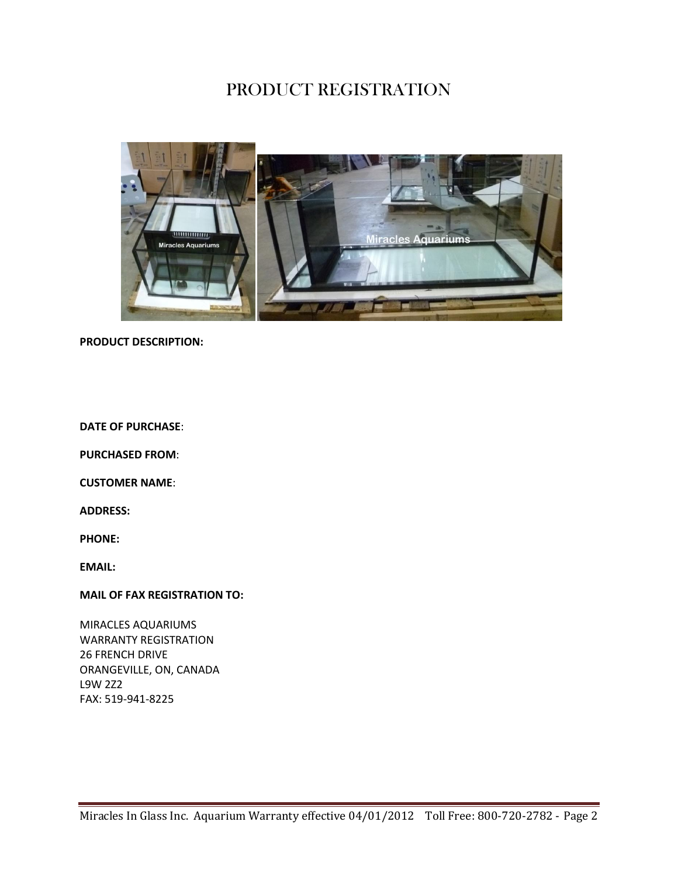# PRODUCT REGISTRATION

**PRODUCT DESCRIPTION:**

**DATE OF PURCHASE**:

**PURCHASED FROM**:

**CUSTOMER NAME**:

**ADDRESS:**

**PHONE:**

**EMAIL:**

**MAIL OF FAX REGISTRATION TO:**

MIRACLES AQUARIUMS
WARRANTY REGISTRATION
26 FRENCH DRIVE
ORANGEVILLE, ON, CANADA
L9W 2Z2
FAX: 519-941-8225